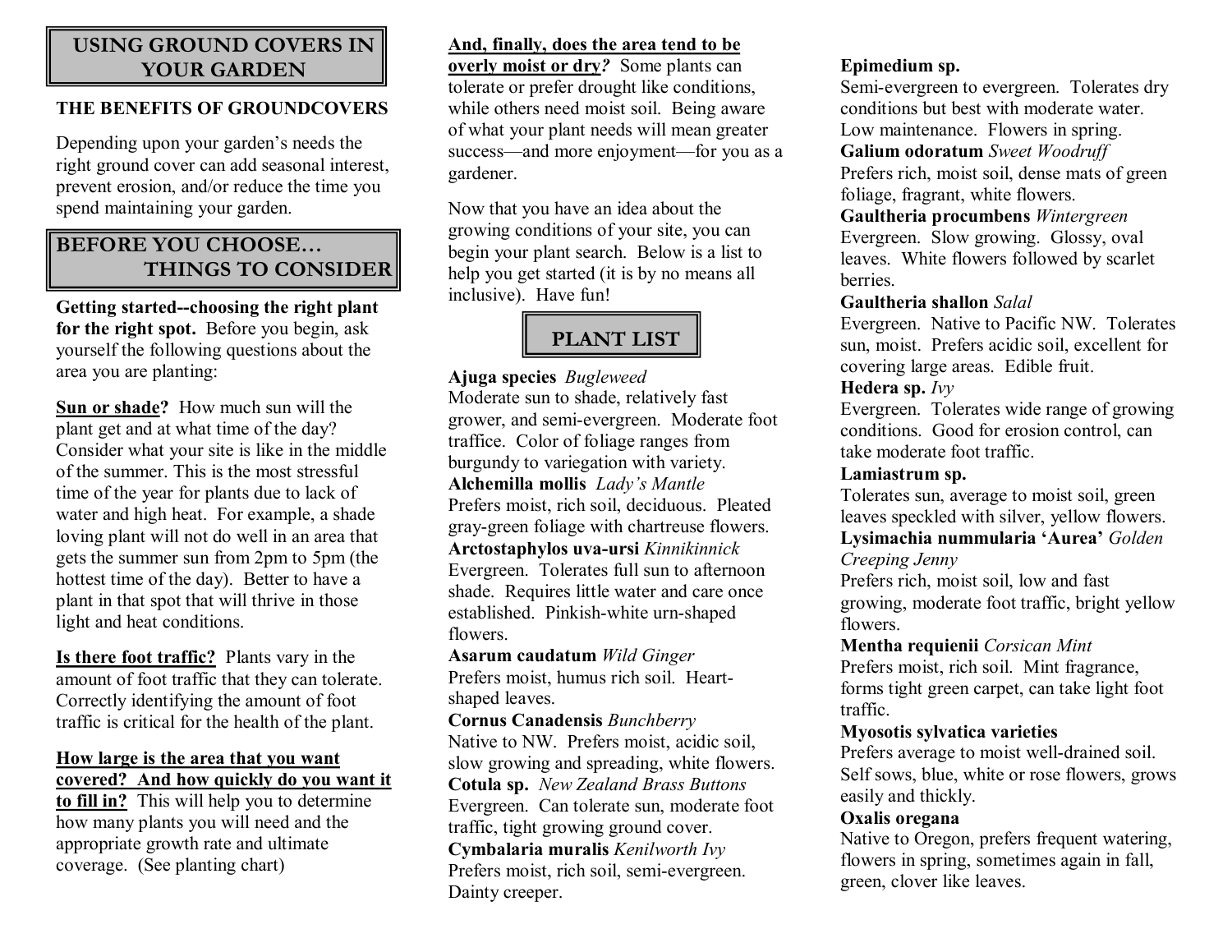# USING GROUND COVERS IN YOUR GARDEN

## THE BENEFITS OF GROUNDCOVERS

Depending upon your garden's needs the right ground cover can add seasonal interest, prevent erosion, and/or reduce the time you spend maintaining your garden.

## BEFORE YOU CHOOSE… THINGS TO CONSIDER

**Getting started--choosing the right plant for the right spot.** Before you begin, ask yourself the following questions about the area you are planting:

**Sun or shade?** How much sun will the plant get and at what time of the day? Consider what your site is like in the middle of the summer. This is the most stressful time of the year for plants due to lack of water and high heat. For example, a shade loving plant will not do well in an area that gets the summer sun from 2pm to 5pm (the hottest time of the day). Better to have a plant in that spot that will thrive in those light and heat conditions.

**Is there foot traffic?** Plants vary in the amount of foot traffic that they can tolerate. Correctly identifying the amount of foot traffic is critical for the health of the plant.

**How large is the area that you want covered? And how quickly do you want it to fill in?** This will help you to determine how many plants you will need and the appropriate growth rate and ultimate coverage. (See planting chart)

**And, finally, does the area tend to be overly moist or dry?** Some plants can tolerate or prefer drought like conditions, while others need moist soil. Being aware of what your plant needs will mean greater success—and more enjoyment—for you as a gardener.

Now that you have an idea about the growing conditions of your site, you can begin your plant search. Below is a list to help you get started (it is by no means all inclusive). Have fun!

## PLANT LIST

**Ajuga species** *Bugleweed*
Moderate sun to shade, relatively fast grower, and semi-evergreen. Moderate foot traffic. Color of foliage ranges from burgundy to variegation with variety.

**Alchemilla mollis** *Lady's Mantle*
Prefers moist, rich soil, deciduous. Pleated gray-green foliage with chartreuse flowers.

**Arctostaphylos uva-ursi** *Kinnikinnick*
Evergreen. Tolerates full sun to afternoon shade. Requires little water and care once established. Pinkish-white urn-shaped flowers.

**Asarum caudatum** *Wild Ginger*
Prefers moist, humus rich soil. Heart-shaped leaves.

**Cornus Canadensis** *Bunchberry*
Native to NW. Prefers moist, acidic soil, slow growing and spreading, white flowers.

**Cotula sp.** *New Zealand Brass Buttons*
Evergreen. Can tolerate sun, moderate foot traffic, tight growing ground cover.

**Cymbalaria muralis** *Kenilworth Ivy*
Prefers moist, rich soil, semi-evergreen. Dainty creeper.

**Epimedium sp.**
Semi-evergreen to evergreen. Tolerates dry conditions but best with moderate water. Low maintenance. Flowers in spring.

**Galium odoratum** *Sweet Woodruff*
Prefers rich, moist soil, dense mats of green foliage, fragrant, white flowers.

**Gaultheria procumbens** *Wintergreen*
Evergreen. Slow growing. Glossy, oval leaves. White flowers followed by scarlet berries.

**Gaultheria shallon** *Salal*
Evergreen. Native to Pacific NW. Tolerates sun, moist. Prefers acidic soil, excellent for covering large areas. Edible fruit.

**Hedera sp.** *Ivy*
Evergreen. Tolerates wide range of growing conditions. Good for erosion control, can take moderate foot traffic.

**Lamiastrum sp.**
Tolerates sun, average to moist soil, green leaves speckled with silver, yellow flowers.

**Lysimachia nummularia 'Aurea'** *Golden Creeping Jenny*
Prefers rich, moist soil, low and fast growing, moderate foot traffic, bright yellow flowers.

**Mentha requienii** *Corsican Mint*
Prefers moist, rich soil. Mint fragrance, forms tight green carpet, can take light foot traffic.

**Myosotis sylvatica varieties**
Prefers average to moist well-drained soil. Self sows, blue, white or rose flowers, grows easily and thickly.

**Oxalis oregana**
Native to Oregon, prefers frequent watering, flowers in spring, sometimes again in fall, green, clover like leaves.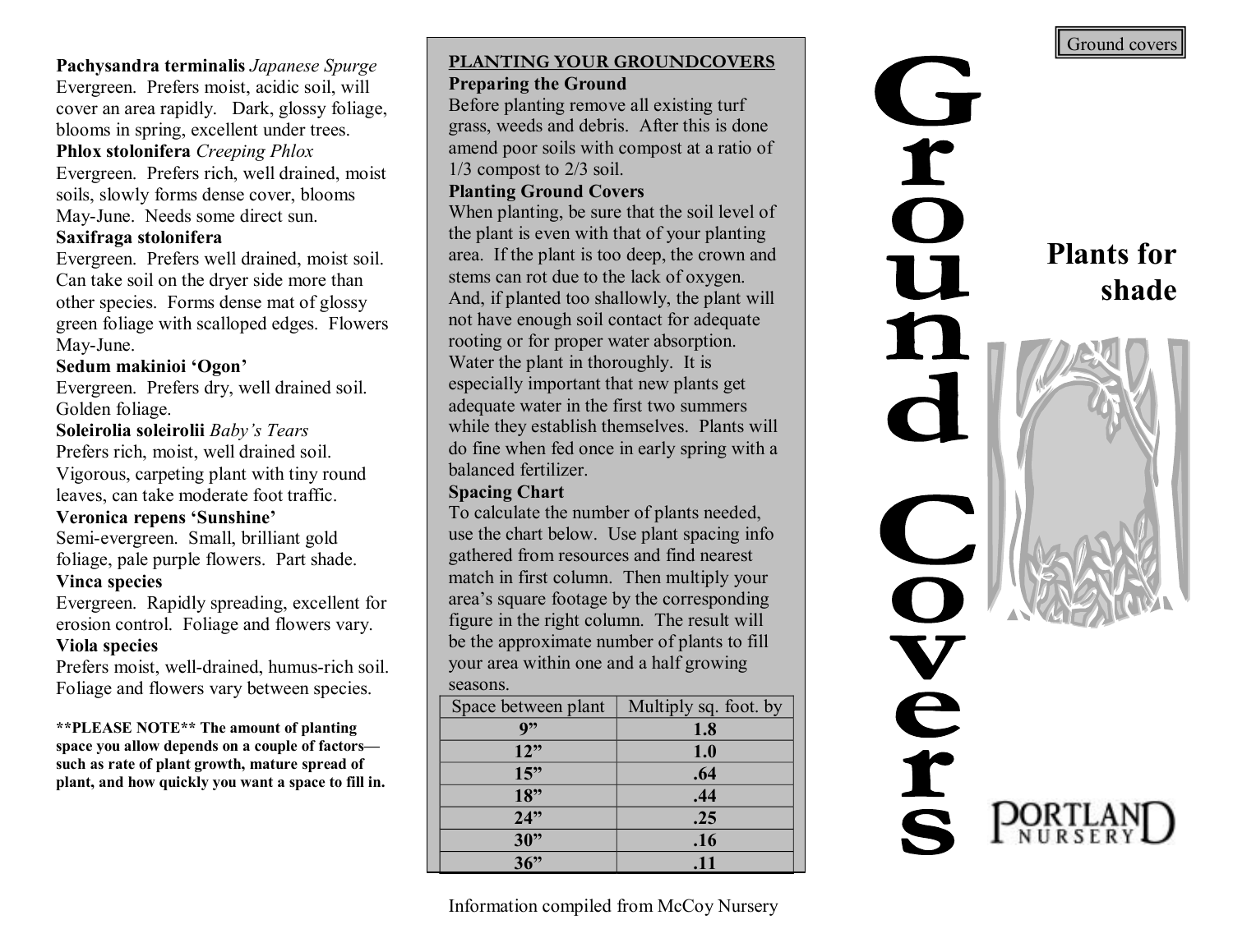**Pachysandra terminalis** *Japanese Spurge*
Evergreen. Prefers moist, acidic soil, will cover an area rapidly. Dark, glossy foliage, blooms in spring, excellent under trees.

**Phlox stolonifera** *Creeping Phlox*
Evergreen. Prefers rich, well drained, moist soils, slowly forms dense cover, blooms May-June. Needs some direct sun.

**Saxifraga stolonifera**
Evergreen. Prefers well drained, moist soil. Can take soil on the dryer side more than other species. Forms dense mat of glossy green foliage with scalloped edges. Flowers May-June.

**Sedum makinioi 'Ogon'**
Evergreen. Prefers dry, well drained soil. Golden foliage.

**Soleirolia soleirolii** *Baby's Tears*
Prefers rich, moist, well drained soil. Vigorous, carpeting plant with tiny round leaves, can take moderate foot traffic.

**Veronica repens 'Sunshine'**
Semi-evergreen. Small, brilliant gold foliage, pale purple flowers. Part shade.

**Vinca species**
Evergreen. Rapidly spreading, excellent for erosion control. Foliage and flowers vary.

**Viola species**
Prefers moist, well-drained, humus-rich soil. Foliage and flowers vary between species.

**\*\*PLEASE NOTE\*\* The amount of planting space you allow depends on a couple of factors—such as rate of plant growth, mature spread of plant, and how quickly you want a space to fill in.**

## PLANTING YOUR GROUNDCOVERS

### Preparing the Ground

Before planting remove all existing turf grass, weeds and debris. After this is done amend poor soils with compost at a ratio of 1/3 compost to 2/3 soil.

### Planting Ground Covers

When planting, be sure that the soil level of the plant is even with that of your planting area. If the plant is too deep, the crown and stems can rot due to the lack of oxygen. And, if planted too shallowly, the plant will not have enough soil contact for adequate rooting or for proper water absorption. Water the plant in thoroughly. It is especially important that new plants get adequate water in the first two summers while they establish themselves. Plants will do fine when fed once in early spring with a balanced fertilizer.

### Spacing Chart

To calculate the number of plants needed, use the chart below. Use plant spacing info gathered from resources and find nearest match in first column. Then multiply your area's square footage by the corresponding figure in the right column. The result will be the approximate number of plants to fill your area within one and a half growing seasons.

| Space between plant | Multiply sq. foot. by |
|---|---|
| **9"** | **1.8** |
| **12"** | **1.0** |
| **15"** | **.64** |
| **18"** | **.44** |
| **24"** | **.25** |
| **30"** | **.16** |
| **36"** | **.11** |

Information compiled from McCoy Nursery

Ground covers

# Ground Covers

## Plants for shade

PORTLAND NURSERY